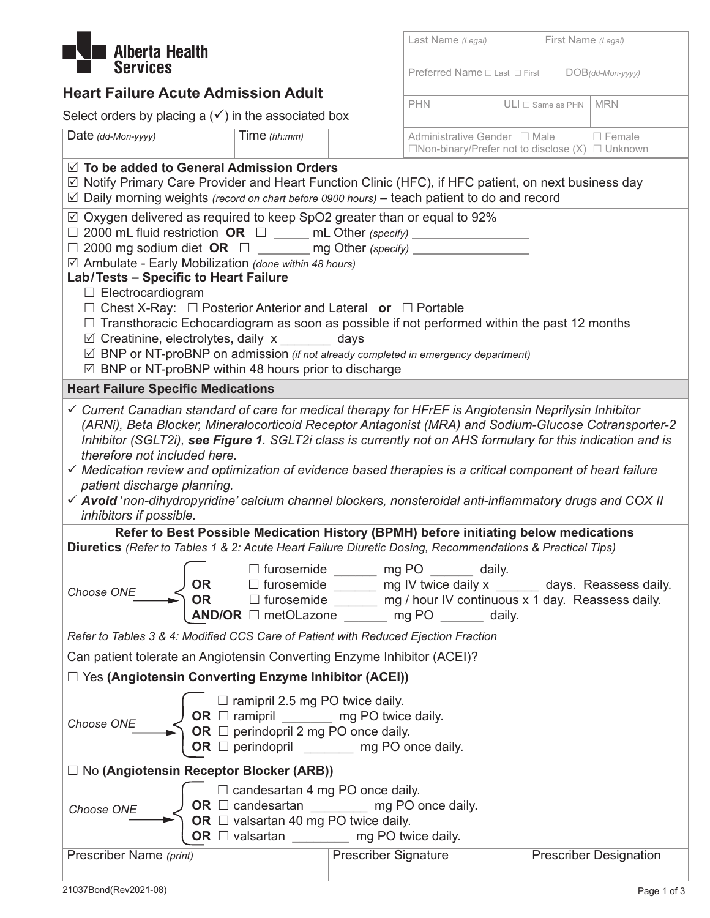**Alberta Health Services**

# Heart Failure Acute Admission Adult

Select orders by placing a (✓) in the associated box

| Last Name *(Legal)* | First Name *(Legal)* |
|---|---|
| Preferred Name ☐ Last ☐ First | DOB *(dd-Mon-yyyy)* |
| PHN | ULI ☐ Same as PHN | MRN |
| Administrative Gender ☐ Male ☐ Female ☐ Non-binary/Prefer not to disclose (X) ☐ Unknown | |

| Date *(dd-Mon-yyyy)* | Time *(hh:mm)* | |
|---|---|---|

☑ **To be added to General Admission Orders**
☑ Notify Primary Care Provider and Heart Function Clinic (HFC), if HFC patient, on next business day
☑ Daily morning weights *(record on chart before 0900 hours)* – teach patient to do and record

☑ Oxygen delivered as required to keep SpO2 greater than or equal to 92%
☐ 2000 mL fluid restriction **OR** ☐ _____ mL Other *(specify)* _________________
☐ 2000 mg sodium diet **OR** ☐ _______ mg Other *(specify)* _________________
☑ Ambulate - Early Mobilization *(done within 48 hours)*

**Lab/Tests – Specific to Heart Failure**

- ☐ Electrocardiogram
- ☐ Chest X-Ray: ☐ Posterior Anterior and Lateral **or** ☐ Portable
- ☐ Transthoracic Echocardiogram as soon as possible if not performed within the past 12 months
- ☑ Creatinine, electrolytes, daily x _______ days
- ☑ BNP or NT-proBNP on admission *(if not already completed in emergency department)*
- ☑ BNP or NT-proBNP within 48 hours prior to discharge

## Heart Failure Specific Medications

- ✓ *Current Canadian standard of care for medical therapy for HFrEF is Angiotensin Neprilysin Inhibitor (ARNi), Beta Blocker, Mineralocorticoid Receptor Antagonist (MRA) and Sodium-Glucose Cotransporter-2 Inhibitor (SGLT2i),* ***see Figure 1****. SGLT2i class is currently not on AHS formulary for this indication and is therefore not included here.*
- ✓ *Medication review and optimization of evidence based therapies is a critical component of heart failure patient discharge planning.*
- ✓ ***Avoid*** *'non-dihydropyridine' calcium channel blockers, nonsteroidal anti-inflammatory drugs and COX II inhibitors if possible.*

**Refer to Best Possible Medication History (BPMH) before initiating below medications**

**Diuretics** *(Refer to Tables 1 & 2: Acute Heart Failure Diuretic Dosing, Recommendations & Practical Tips)*

*Choose ONE* →

- ☐ furosemide ______ mg PO ______ daily.
- **OR** ☐ furosemide ______ mg IV twice daily x ______ days. Reassess daily.
- **OR** ☐ furosemide ______ mg / hour IV continuous x 1 day. Reassess daily.
- **AND/OR** ☐ metOLazone ______ mg PO ______ daily.

*Refer to Tables 3 & 4: Modified CCS Care of Patient with Reduced Ejection Fraction*

Can patient tolerate an Angiotensin Converting Enzyme Inhibitor (ACEI)?

☐ Yes **(Angiotensin Converting Enzyme Inhibitor (ACEI))**

*Choose ONE* →

- ☐ ramipril 2.5 mg PO twice daily.
- **OR** ☐ ramipril _______ mg PO twice daily.
- **OR** ☐ perindopril 2 mg PO once daily.
- **OR** ☐ perindopril _______ mg PO once daily.

☐ No **(Angiotensin Receptor Blocker (ARB))**

*Choose ONE* →

- ☐ candesartan 4 mg PO once daily.
- **OR** ☐ candesartan ________ mg PO once daily.
- **OR** ☐ valsartan 40 mg PO twice daily.
- **OR** ☐ valsartan ________ mg PO twice daily.

| Prescriber Name *(print)* | Prescriber Signature | Prescriber Designation |
|---|---|---|
| | | |

21037Bond(Rev2021-08)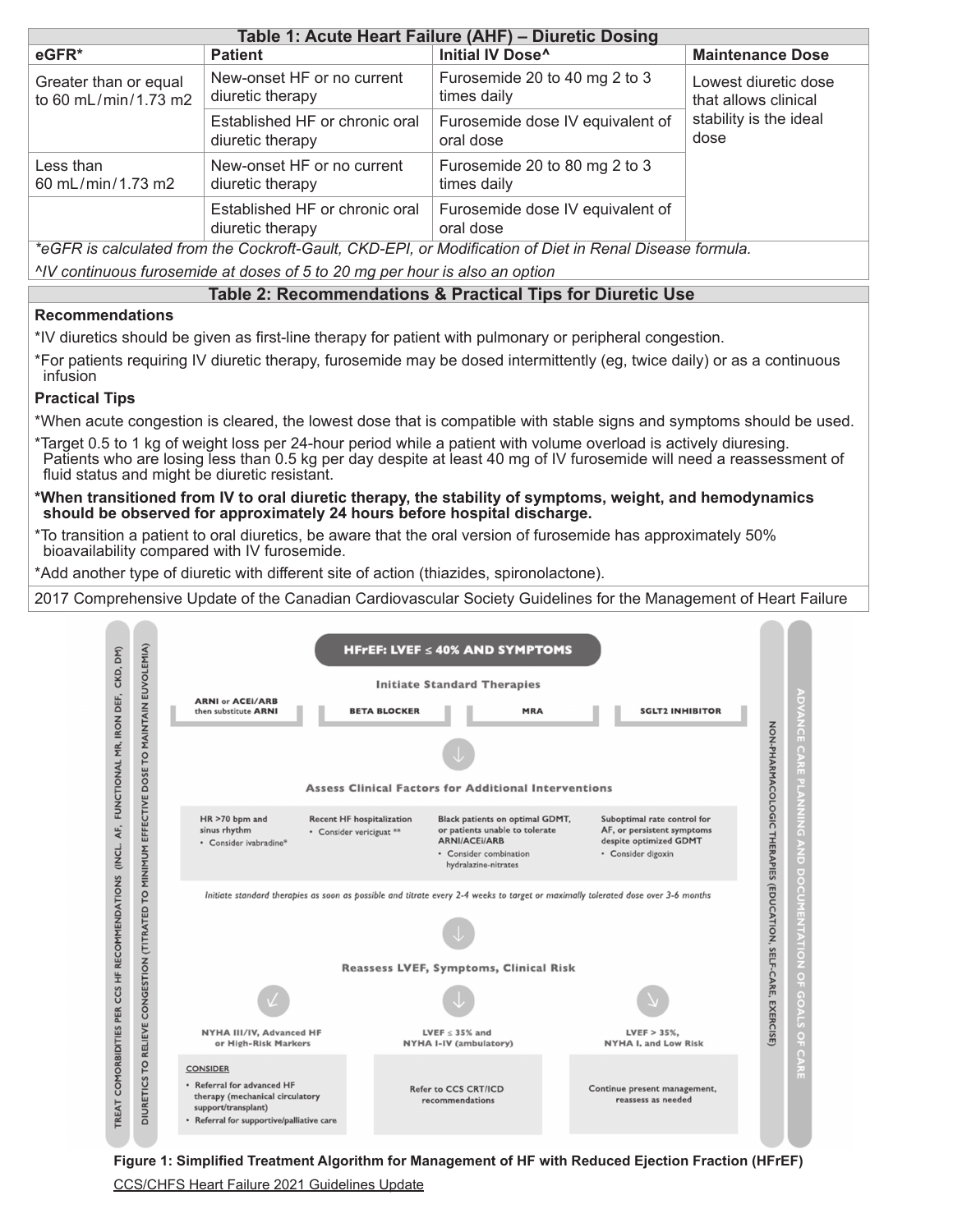## Table 1: Acute Heart Failure (AHF) – Diuretic Dosing

| eGFR* | Patient | Initial IV Dose^ | Maintenance Dose |
|---|---|---|---|
| Greater than or equal to 60 mL/min/1.73 m2 | New-onset HF or no current diuretic therapy | Furosemide 20 to 40 mg 2 to 3 times daily | Lowest diuretic dose that allows clinical stability is the ideal dose |
| | Established HF or chronic oral diuretic therapy | Furosemide dose IV equivalent of oral dose | |
| Less than 60 mL/min/1.73 m2 | New-onset HF or no current diuretic therapy | Furosemide 20 to 80 mg 2 to 3 times daily | |
| | Established HF or chronic oral diuretic therapy | Furosemide dose IV equivalent of oral dose | |

*\*eGFR is calculated from the Cockroft-Gault, CKD-EPI, or Modification of Diet in Renal Disease formula.*

*^IV continuous furosemide at doses of 5 to 20 mg per hour is also an option*

## Table 2: Recommendations & Practical Tips for Diuretic Use

**Recommendations**

*IV diuretics should be given as first-line therapy for patient with pulmonary or peripheral congestion.

*For patients requiring IV diuretic therapy, furosemide may be dosed intermittently (eg, twice daily) or as a continuous infusion

**Practical Tips**

*When acute congestion is cleared, the lowest dose that is compatible with stable signs and symptoms should be used.

*Target 0.5 to 1 kg of weight loss per 24-hour period while a patient with volume overload is actively diuresing. Patients who are losing less than 0.5 kg per day despite at least 40 mg of IV furosemide will need a reassessment of fluid status and might be diuretic resistant.

**\*When transitioned from IV to oral diuretic therapy, the stability of symptoms, weight, and hemodynamics should be observed for approximately 24 hours before hospital discharge.**

*To transition a patient to oral diuretics, be aware that the oral version of furosemide has approximately 50% bioavailability compared with IV furosemide.

*Add another type of diuretic with different site of action (thiazides, spironolactone).

2017 Comprehensive Update of the Canadian Cardiovascular Society Guidelines for the Management of Heart Failure

**HFrEF: LVEF ≤ 40% AND SYMPTOMS**

**Initiate Standard Therapies**

- ARNI or ACEi/ARB then substitute ARNI
- BETA BLOCKER
- MRA
- SGLT2 INHIBITOR

**Assess Clinical Factors for Additional Interventions**

- HR >70 bpm and sinus rhythm
  - Consider ivabradine*
- Recent HF hospitalization
  - Consider vericiguat **
- Black patients on optimal GDMT, or patients unable to tolerate ARNI/ACEi/ARB
  - Consider combination hydralazine-nitrates
- Suboptimal rate control for AF, or persistent symptoms despite optimized GDMT
  - Consider digoxin

*Initiate standard therapies as soon as possible and titrate every 2-4 weeks to target or maximally tolerated dose over 3-6 months*

**Reassess LVEF, Symptoms, Clinical Risk**

- **NYHA III/IV, Advanced HF or High-Risk Markers**
  - CONSIDER
    - Referral for advanced HF therapy (mechanical circulatory support/transplant)
    - Referral for supportive/palliative care
- **LVEF ≤ 35% and NYHA I-IV (ambulatory)**
  - Refer to CCS CRT/ICD recommendations
- **LVEF > 35%, NYHA I, and Low Risk**
  - Continue present management, reassess as needed

TREAT COMORBIDITIES PER CCS HF RECOMMENDATIONS (INCL. AF, FUNCTIONAL MR, IRON DEF, CKD, DM)

DIURETICS TO RELIEVE CONGESTION (TITRATED TO MINIMUM EFFECTIVE DOSE TO MAINTAIN EUVOLEMIA)

NON-PHARMACOLOGIC THERAPIES (EDUCATION, SELF-CARE, EXERCISE)

ADVANCE CARE PLANNING AND DOCUMENTATION OF GOALS OF CARE

**Figure 1: Simplified Treatment Algorithm for Management of HF with Reduced Ejection Fraction (HFrEF)**

CCS/CHFS Heart Failure 2021 Guidelines Update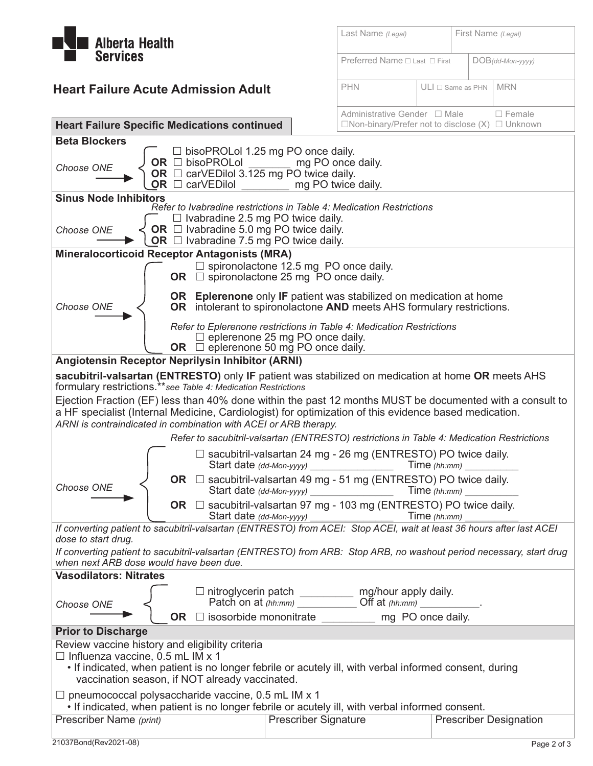**Alberta Health Services**

## Heart Failure Acute Admission Adult

| Last Name *(Legal)* | | First Name *(Legal)* |
|---|---|---|
| Preferred Name ☐ Last ☐ First | | DOB*(dd-Mon-yyyy)* |
| PHN | ULI ☐ Same as PHN | MRN |
| Administrative Gender ☐ Male ☐ Female ☐Non-binary/Prefer not to disclose (X) ☐ Unknown | | |

### Heart Failure Specific Medications continued

**Beta Blockers**

*Choose ONE*

- ☐ bisoPROLol 1.25 mg PO once daily.
- **OR** ☐ bisoPROLol _______ mg PO once daily.
- **OR** ☐ carVEDilol 3.125 mg PO twice daily.
- **OR** ☐ carVEDilol ________ mg PO twice daily.

**Sinus Node Inhibitors**

*Refer to Ivabradine restrictions in Table 4: Medication Restrictions*

*Choose ONE*

- ☐ Ivabradine 2.5 mg PO twice daily.
- **OR** ☐ Ivabradine 5.0 mg PO twice daily.
- **OR** ☐ Ivabradine 7.5 mg PO twice daily.

**Mineralocorticoid Receptor Antagonists (MRA)**

*Choose ONE*

- ☐ spironolactone 12.5 mg PO once daily.
- **OR** ☐ spironolactone 25 mg PO once daily.

**OR** **Eplerenone** only **IF** patient was stabilized on medication at home
**OR** intolerant to spironolactone **AND** meets AHS formulary restrictions.

*Refer to Eplerenone restrictions in Table 4: Medication Restrictions*

- ☐ eplerenone 25 mg PO once daily.
- **OR** ☐ eplerenone 50 mg PO once daily.

**Angiotensin Receptor Neprilysin Inhibitor (ARNI)**

**sacubitril-valsartan (ENTRESTO)** only **IF** patient was stabilized on medication at home **OR** meets AHS formulary restrictions.***see Table 4: Medication Restrictions*

Ejection Fraction (EF) less than 40% done within the past 12 months MUST be documented with a consult to a HF specialist (Internal Medicine, Cardiologist) for optimization of this evidence based medication.
*ARNI is contraindicated in combination with ACEI or ARB therapy.*

*Refer to sacubitril-valsartan (ENTRESTO) restrictions in Table 4: Medication Restrictions*

*Choose ONE*

- ☐ sacubitril-valsartan 24 mg - 26 mg (ENTRESTO) PO twice daily.
  Start date *(dd-Mon-yyyy)* _______________ Time *(hh:mm)* __________
- **OR** ☐ sacubitril-valsartan 49 mg - 51 mg (ENTRESTO) PO twice daily.
  Start date *(dd-Mon-yyyy)* _______________ Time *(hh:mm)* __________
- **OR** ☐ sacubitril-valsartan 97 mg - 103 mg (ENTRESTO) PO twice daily.
  Start date *(dd-Mon-yyyy)* _______________ Time *(hh:mm)* __________

*If converting patient to sacubitril-valsartan (ENTRESTO) from ACEI: Stop ACEI, wait at least 36 hours after last ACEI dose to start drug.*

*If converting patient to sacubitril-valsartan (ENTRESTO) from ARB: Stop ARB, no washout period necessary, start drug when next ARB dose would have been due.*

**Vasodilators: Nitrates**

*Choose ONE*

- ☐ nitroglycerin patch _________ mg/hour apply daily.
  Patch on at *(hh:mm)* ___________ Off at *(hh:mm)* ___________.
- **OR** ☐ isosorbide mononitrate _________ mg PO once daily.

### Prior to Discharge

Review vaccine history and eligibility criteria

☐ Influenza vaccine, 0.5 mL IM x 1

- If indicated, when patient is no longer febrile or acutely ill, with verbal informed consent, during vaccination season, if NOT already vaccinated.

☐ pneumococcal polysaccharide vaccine, 0.5 mL IM x 1

- If indicated, when patient is no longer febrile or acutely ill, with verbal informed consent.

| Prescriber Name *(print)* | Prescriber Signature | Prescriber Designation |
|---|---|---|
| | | |

21037Bond(Rev2021-08)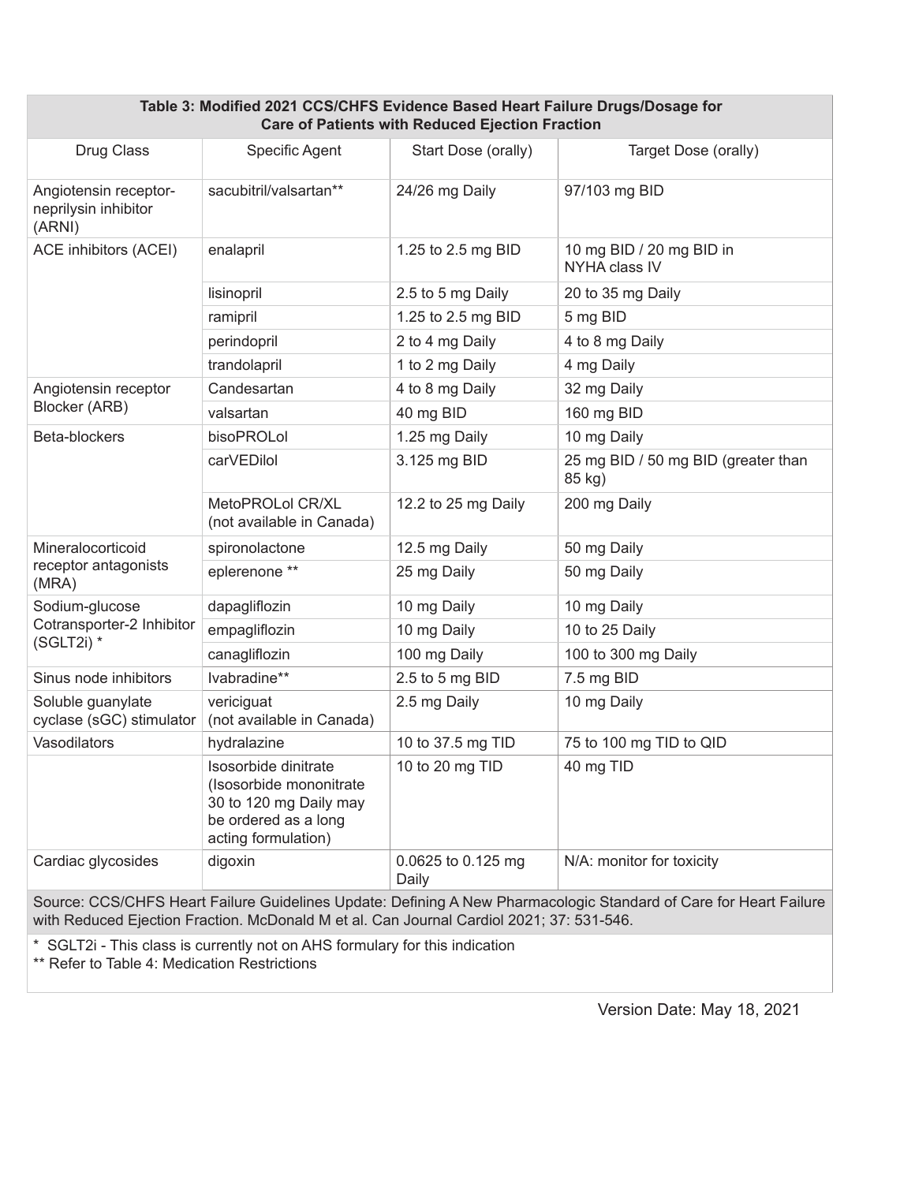**Table 3: Modified 2021 CCS/CHFS Evidence Based Heart Failure Drugs/Dosage for Care of Patients with Reduced Ejection Fraction**

| Drug Class | Specific Agent | Start Dose (orally) | Target Dose (orally) |
|---|---|---|---|
| Angiotensin receptor-neprilysin inhibitor (ARNI) | sacubitril/valsartan** | 24/26 mg Daily | 97/103 mg BID |
| ACE inhibitors (ACEI) | enalapril | 1.25 to 2.5 mg BID | 10 mg BID / 20 mg BID in NYHA class IV |
| | lisinopril | 2.5 to 5 mg Daily | 20 to 35 mg Daily |
| | ramipril | 1.25 to 2.5 mg BID | 5 mg BID |
| | perindopril | 2 to 4 mg Daily | 4 to 8 mg Daily |
| | trandolapril | 1 to 2 mg Daily | 4 mg Daily |
| Angiotensin receptor Blocker (ARB) | Candesartan | 4 to 8 mg Daily | 32 mg Daily |
| | valsartan | 40 mg BID | 160 mg BID |
| Beta-blockers | bisoPROLol | 1.25 mg Daily | 10 mg Daily |
| | carVEDilol | 3.125 mg BID | 25 mg BID / 50 mg BID (greater than 85 kg) |
| | MetoPROLol CR/XL (not available in Canada) | 12.2 to 25 mg Daily | 200 mg Daily |
| Mineralocorticoid receptor antagonists (MRA) | spironolactone | 12.5 mg Daily | 50 mg Daily |
| | eplerenone ** | 25 mg Daily | 50 mg Daily |
| Sodium-glucose Cotransporter-2 Inhibitor (SGLT2i) * | dapagliflozin | 10 mg Daily | 10 mg Daily |
| | empagliflozin | 10 mg Daily | 10 to 25 Daily |
| | canagliflozin | 100 mg Daily | 100 to 300 mg Daily |
| Sinus node inhibitors | Ivabradine** | 2.5 to 5 mg BID | 7.5 mg BID |
| Soluble guanylate cyclase (sGC) stimulator | vericiguat (not available in Canada) | 2.5 mg Daily | 10 mg Daily |
| Vasodilators | hydralazine | 10 to 37.5 mg TID | 75 to 100 mg TID to QID |
| | Isosorbide dinitrate (Isosorbide mononitrate 30 to 120 mg Daily may be ordered as a long acting formulation) | 10 to 20 mg TID | 40 mg TID |
| Cardiac glycosides | digoxin | 0.0625 to 0.125 mg Daily | N/A: monitor for toxicity |

Source: CCS/CHFS Heart Failure Guidelines Update: Defining A New Pharmacologic Standard of Care for Heart Failure with Reduced Ejection Fraction. McDonald M et al. Can Journal Cardiol 2021; 37: 531-546.

* SGLT2i - This class is currently not on AHS formulary for this indication

** Refer to Table 4: Medication Restrictions

Version Date: May 18, 2021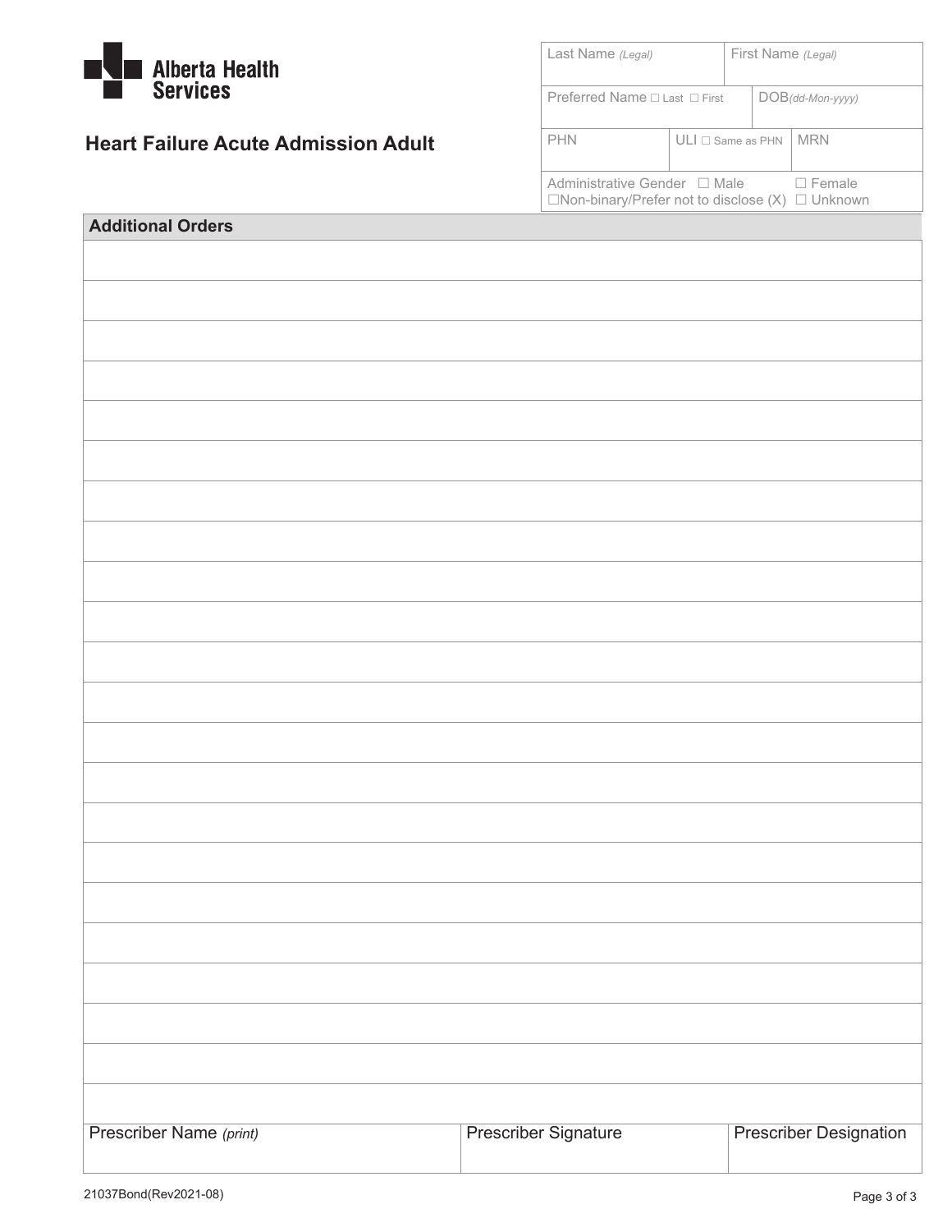Alberta Health Services

# Heart Failure Acute Admission Adult

| Last Name *(Legal)* | | First Name *(Legal)* |
|---|---|---|
| Preferred Name ☐ Last ☐ First | | DOB*(dd-Mon-yyyy)* |
| PHN | ULI ☐ Same as PHN | MRN |
| Administrative Gender ☐ Male ☐ Female ☐Non-binary/Prefer not to disclose (X) ☐ Unknown | | |

| **Additional Orders** |
|---|
| |
| |
| |
| |
| |
| |
| |
| |
| |
| |
| |
| |
| |
| |
| |
| |
| |
| |
| |
| |
| |
| |
| |

| Prescriber Name *(print)* | Prescriber Signature | Prescriber Designation |
|---|---|---|
| | | |

21037Bond(Rev2021-08)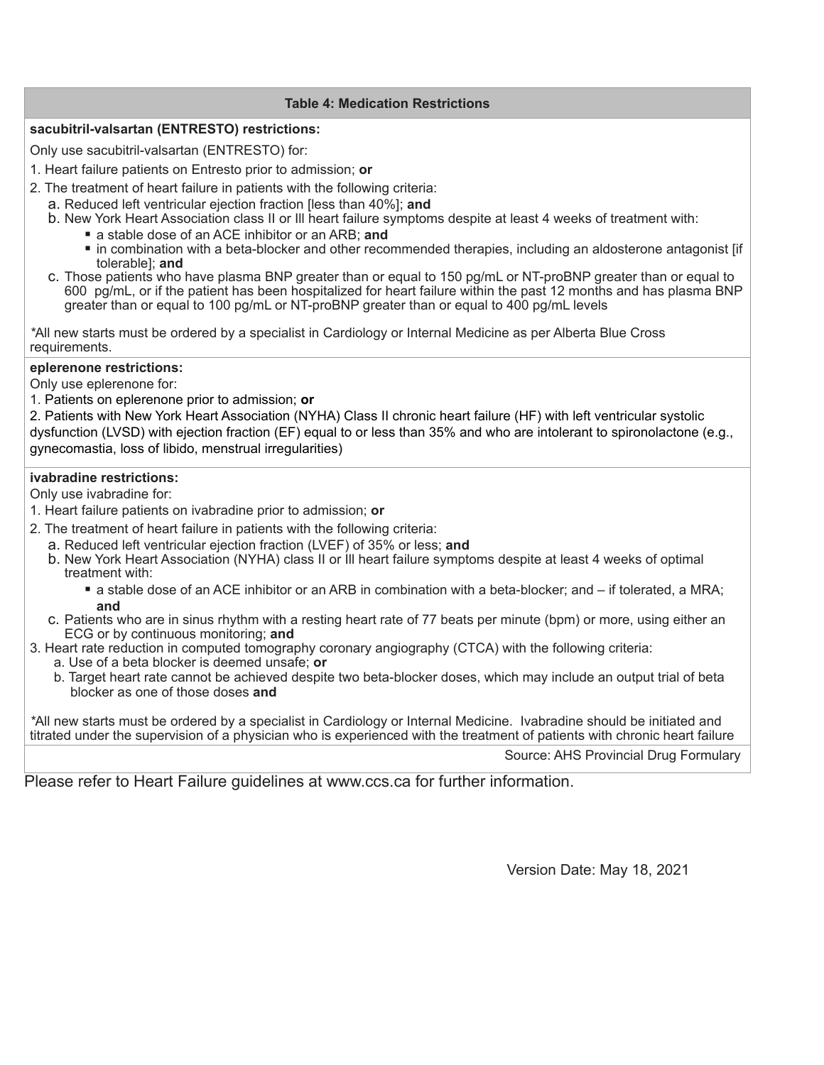## Table 4: Medication Restrictions

**sacubitril-valsartan (ENTRESTO) restrictions:**

Only use sacubitril-valsartan (ENTRESTO) for:

1. Heart failure patients on Entresto prior to admission; **or**
2. The treatment of heart failure in patients with the following criteria:
   a. Reduced left ventricular ejection fraction [less than 40%]; **and**
   b. New York Heart Association class II or III heart failure symptoms despite at least 4 weeks of treatment with:
      - a stable dose of an ACE inhibitor or an ARB; **and**
      - in combination with a beta-blocker and other recommended therapies, including an aldosterone antagonist [if tolerable]; **and**
   c. Those patients who have plasma BNP greater than or equal to 150 pg/mL or NT-proBNP greater than or equal to 600 pg/mL, or if the patient has been hospitalized for heart failure within the past 12 months and has plasma BNP greater than or equal to 100 pg/mL or NT-proBNP greater than or equal to 400 pg/mL levels

*All new starts must be ordered by a specialist in Cardiology or Internal Medicine as per Alberta Blue Cross requirements.

**eplerenone restrictions:**

Only use eplerenone for:

1. Patients on eplerenone prior to admission; **or**
2. Patients with New York Heart Association (NYHA) Class II chronic heart failure (HF) with left ventricular systolic dysfunction (LVSD) with ejection fraction (EF) equal to or less than 35% and who are intolerant to spironolactone (e.g., gynecomastia, loss of libido, menstrual irregularities)

**ivabradine restrictions:**

Only use ivabradine for:

1. Heart failure patients on ivabradine prior to admission; **or**
2. The treatment of heart failure in patients with the following criteria:
   a. Reduced left ventricular ejection fraction (LVEF) of 35% or less; **and**
   b. New York Heart Association (NYHA) class II or III heart failure symptoms despite at least 4 weeks of optimal treatment with:
      - a stable dose of an ACE inhibitor or an ARB in combination with a beta-blocker; and – if tolerated, a MRA; **and**
   c. Patients who are in sinus rhythm with a resting heart rate of 77 beats per minute (bpm) or more, using either an ECG or by continuous monitoring; **and**
3. Heart rate reduction in computed tomography coronary angiography (CTCA) with the following criteria:
   a. Use of a beta blocker is deemed unsafe; **or**
   b. Target heart rate cannot be achieved despite two beta-blocker doses, which may include an output trial of beta blocker as one of those doses **and**

*All new starts must be ordered by a specialist in Cardiology or Internal Medicine. Ivabradine should be initiated and titrated under the supervision of a physician who is experienced with the treatment of patients with chronic heart failure

Source: AHS Provincial Drug Formulary

Please refer to Heart Failure guidelines at www.ccs.ca for further information.

Version Date: May 18, 2021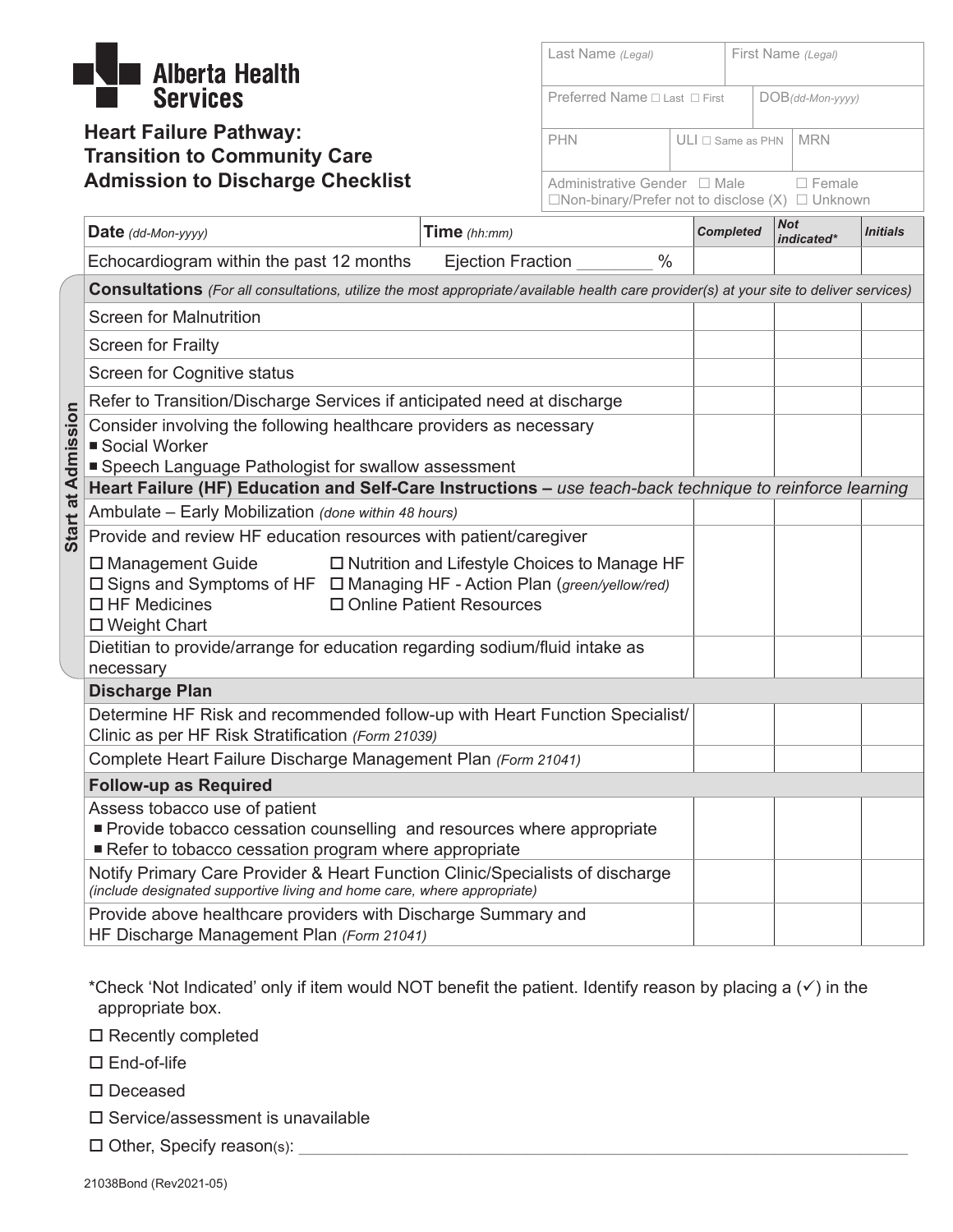Alberta Health Services

# Heart Failure Pathway: Transition to Community Care Admission to Discharge Checklist

| Last Name *(Legal)* | First Name *(Legal)* |
|---|---|
| Preferred Name ☐ Last ☐ First | DOB*(dd-Mon-yyyy)* |
| PHN / ULI ☐ Same as PHN | MRN |
| Administrative Gender ☐ Male ☐ Female ☐Non-binary/Prefer not to disclose (X) ☐ Unknown | |

| **Date** *(dd-Mon-yyyy)* **Time** *(hh:mm)* | *Completed* | *Not indicated** | *Initials* |
|---|---|---|---|
| Echocardiogram within the past 12 months Ejection Fraction ________ % | | | |
| **Consultations** *(For all consultations, utilize the most appropriate/available health care provider(s) at your site to deliver services)* | | | |
| Screen for Malnutrition | | | |
| Screen for Frailty | | | |
| Screen for Cognitive status | | | |
| Refer to Transition/Discharge Services if anticipated need at discharge | | | |
| Consider involving the following healthcare providers as necessary<br>■ Social Worker<br>■ Speech Language Pathologist for swallow assessment | | | |
| **Heart Failure (HF) Education and Self-Care Instructions –** *use teach-back technique to reinforce learning* | | | |
| Ambulate – Early Mobilization *(done within 48 hours)* | | | |
| Provide and review HF education resources with patient/caregiver<br>☐ Management Guide ☐ Nutrition and Lifestyle Choices to Manage HF<br>☐ Signs and Symptoms of HF ☐ Managing HF - Action Plan (*green/yellow/red*)<br>☐ HF Medicines ☐ Online Patient Resources<br>☐ Weight Chart | | | |
| Dietitian to provide/arrange for education regarding sodium/fluid intake as necessary | | | |
| **Discharge Plan** | | | |
| Determine HF Risk and recommended follow-up with Heart Function Specialist/ Clinic as per HF Risk Stratification *(Form 21039)* | | | |
| Complete Heart Failure Discharge Management Plan *(Form 21041)* | | | |
| **Follow-up as Required** | | | |
| Assess tobacco use of patient<br>■ Provide tobacco cessation counselling and resources where appropriate<br>■ Refer to tobacco cessation program where appropriate | | | |
| Notify Primary Care Provider & Heart Function Clinic/Specialists of discharge *(include designated supportive living and home care, where appropriate)* | | | |
| Provide above healthcare providers with Discharge Summary and HF Discharge Management Plan *(Form 21041)* | | | |

*Start at Admission*

*Check 'Not Indicated' only if item would NOT benefit the patient. Identify reason by placing a (✓) in the appropriate box.

- ☐ Recently completed
- ☐ End-of-life
- ☐ Deceased
- ☐ Service/assessment is unavailable
- ☐ Other, Specify reason(s): ______________________________

21038Bond (Rev2021-05)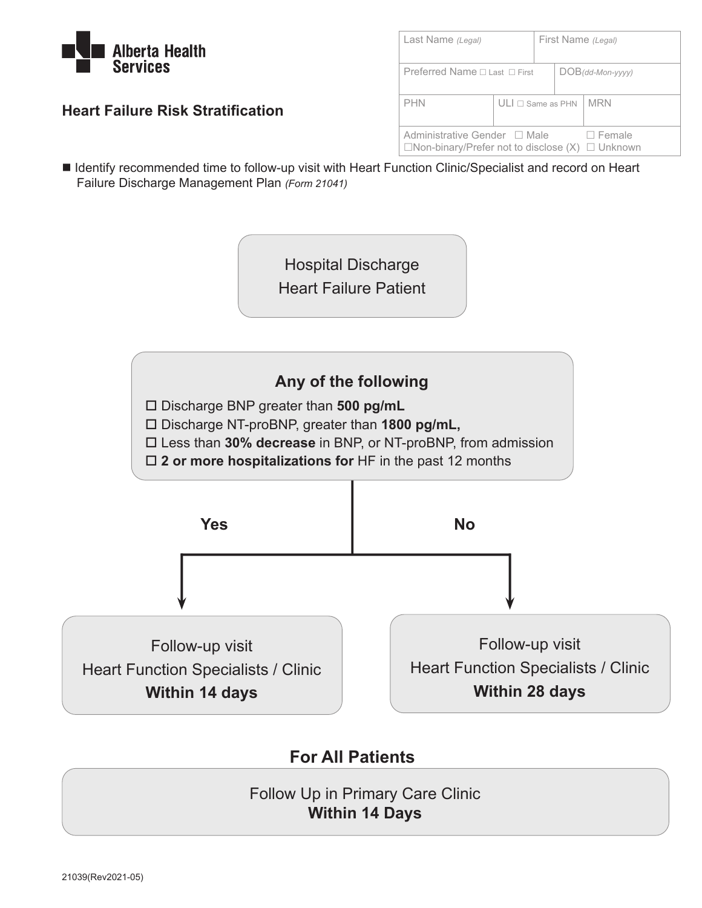**Alberta Health Services**

## Heart Failure Risk Stratification

| Last Name *(Legal)* | | First Name *(Legal)* |
|---|---|---|
| Preferred Name ☐ Last ☐ First | | DOB *(dd-Mon-yyyy)* |
| PHN | ULI ☐ Same as PHN | MRN |
| Administrative Gender ☐ Male ☐ Female ☐Non-binary/Prefer not to disclose (X) ☐ Unknown | | |

■ Identify recommended time to follow-up visit with Heart Function Clinic/Specialist and record on Heart Failure Discharge Management Plan *(Form 21041)*

Hospital Discharge
Heart Failure Patient

**Any of the following**

- ☐ Discharge BNP greater than **500 pg/mL**
- ☐ Discharge NT-proBNP, greater than **1800 pg/mL,**
- ☐ Less than **30% decrease** in BNP, or NT-proBNP, from admission
- ☐ **2 or more hospitalizations for** HF in the past 12 months

**Yes** → Follow-up visit Heart Function Specialists / Clinic **Within 14 days**

**No** → Follow-up visit Heart Function Specialists / Clinic **Within 28 days**

### For All Patients

Follow Up in Primary Care Clinic
**Within 14 Days**

21039(Rev2021-05)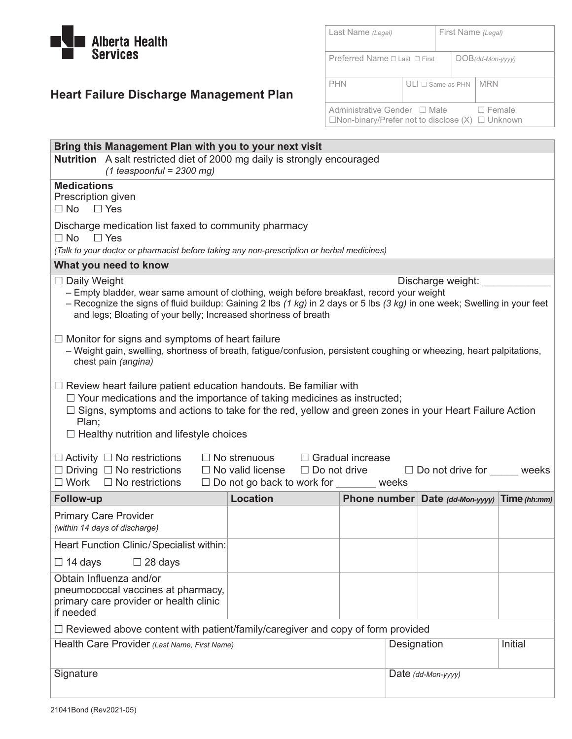Alberta Health Services

# Heart Failure Discharge Management Plan

| Last Name *(Legal)* | First Name *(Legal)* | |
|---|---|---|
| Preferred Name ☐ Last ☐ First | DOB *(dd-Mon-yyyy)* | |
| PHN | ULI ☐ Same as PHN | MRN |
| Administrative Gender ☐ Male ☐ Female ☐Non-binary/Prefer not to disclose (X) ☐ Unknown | | |

## Bring this Management Plan with you to your next visit

**Nutrition** A salt restricted diet of 2000 mg daily is strongly encouraged *(1 teaspoonful = 2300 mg)*

**Medications**

Prescription given

☐ No ☐ Yes

Discharge medication list faxed to community pharmacy

☐ No ☐ Yes

*(Talk to your doctor or pharmacist before taking any non-prescription or herbal medicines)*

## What you need to know

☐ Daily Weight Discharge weight: ____________

- Empty bladder, wear same amount of clothing, weigh before breakfast, record your weight
- Recognize the signs of fluid buildup: Gaining 2 lbs *(1 kg)* in 2 days or 5 lbs *(3 kg)* in one week; Swelling in your feet and legs; Bloating of your belly; Increased shortness of breath

☐ Monitor for signs and symptoms of heart failure

- Weight gain, swelling, shortness of breath, fatigue/confusion, persistent coughing or wheezing, heart palpitations, chest pain *(angina)*

☐ Review heart failure patient education handouts. Be familiar with

☐ Your medications and the importance of taking medicines as instructed;

☐ Signs, symptoms and actions to take for the red, yellow and green zones in your Heart Failure Action Plan;

☐ Healthy nutrition and lifestyle choices

☐ Activity ☐ No restrictions ☐ No strenuous ☐ Gradual increase

☐ Driving ☐ No restrictions ☐ No valid license ☐ Do not drive ☐ Do not drive for _____ weeks

☐ Work ☐ No restrictions ☐ Do not go back to work for _______ weeks

| Follow-up | Location | Phone number | Date *(dd-Mon-yyyy)* | Time *(hh:mm)* |
|---|---|---|---|---|
| Primary Care Provider *(within 14 days of discharge)* | | | | |
| Heart Function Clinic/Specialist within: ☐ 14 days ☐ 28 days | | | | |
| Obtain Influenza and/or pneumococcal vaccines at pharmacy, primary care provider or health clinic if needed | | | | |

☐ Reviewed above content with patient/family/caregiver and copy of form provided

| Health Care Provider *(Last Name, First Name)* | Designation | Initial |
|---|---|---|
| Signature | Date *(dd-Mon-yyyy)* | |

21041Bond (Rev2021-05)